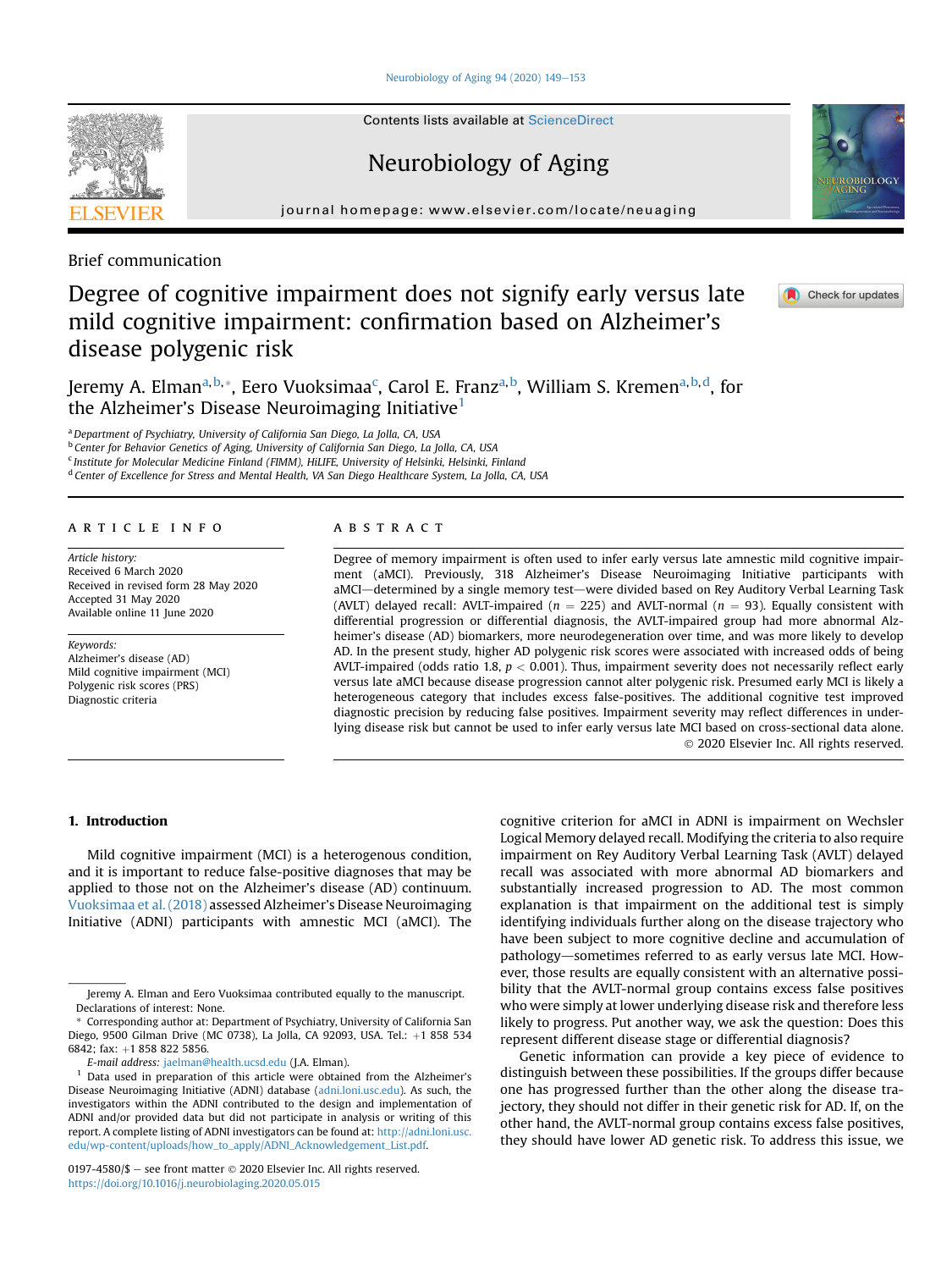Brief communication

# Degree of cognitive impairment does not signify early versus late mild cognitive impairment: confirmation based on Alzheimer's disease polygenic risk

Jeremy A. Elman[a,b,*], Eero Vuoksimaa[c], Carol E. Franz[a,b], William S. Kremen[a,b,d], for the Alzheimer's Disease Neuroimaging Initiative[1]

[a] Department of Psychiatry, University of California San Diego, La Jolla, CA, USA
[b] Center for Behavior Genetics of Aging, University of California San Diego, La Jolla, CA, USA
[c] Institute for Molecular Medicine Finland (FIMM), HiLIFE, University of Helsinki, Helsinki, Finland
[d] Center of Excellence for Stress and Mental Health, VA San Diego Healthcare System, La Jolla, CA, USA

## ARTICLE INFO

*Article history:*
Received 6 March 2020
Received in revised form 28 May 2020
Accepted 31 May 2020
Available online 11 June 2020

*Keywords:*
Alzheimer's disease (AD)
Mild cognitive impairment (MCI)
Polygenic risk scores (PRS)
Diagnostic criteria

## ABSTRACT

Degree of memory impairment is often used to infer early versus late amnestic mild cognitive impairment (aMCI). Previously, 318 Alzheimer's Disease Neuroimaging Initiative participants with aMCI—determined by a single memory test—were divided based on Rey Auditory Verbal Learning Task (AVLT) delayed recall: AVLT-impaired ($n = 225$) and AVLT-normal ($n = 93$). Equally consistent with differential progression or differential diagnosis, the AVLT-impaired group had more abnormal Alzheimer's disease (AD) biomarkers, more neurodegeneration over time, and was more likely to develop AD. In the present study, higher AD polygenic risk scores were associated with increased odds of being AVLT-impaired (odds ratio 1.8, $p < 0.001$). Thus, impairment severity does not necessarily reflect early versus late aMCI because disease progression cannot alter polygenic risk. Presumed early MCI is likely a heterogeneous category that includes excess false-positives. The additional cognitive test improved diagnostic precision by reducing false positives. Impairment severity may reflect differences in underlying disease risk but cannot be used to infer early versus late MCI based on cross-sectional data alone.

© 2020 Elsevier Inc. All rights reserved.

## 1. Introduction

Mild cognitive impairment (MCI) is a heterogenous condition, and it is important to reduce false-positive diagnoses that may be applied to those not on the Alzheimer's disease (AD) continuum. Vuoksimaa et al. (2018) assessed Alzheimer's Disease Neuroimaging Initiative (ADNI) participants with amnestic MCI (aMCI). The cognitive criterion for aMCI in ADNI is impairment on Wechsler Logical Memory delayed recall. Modifying the criteria to also require impairment on Rey Auditory Verbal Learning Task (AVLT) delayed recall was associated with more abnormal AD biomarkers and substantially increased progression to AD. The most common explanation is that impairment on the additional test is simply identifying individuals further along on the disease trajectory who have been subject to more cognitive decline and accumulation of pathology—sometimes referred to as early versus late MCI. However, those results are equally consistent with an alternative possibility that the AVLT-normal group contains excess false positives who were simply at lower underlying disease risk and therefore less likely to progress. Put another way, we ask the question: Does this represent different disease stage or differential diagnosis?

Genetic information can provide a key piece of evidence to distinguish between these possibilities. If the groups differ because one has progressed further than the other along the disease trajectory, they should not differ in their genetic risk for AD. If, on the other hand, the AVLT-normal group contains excess false positives, they should have lower AD genetic risk. To address this issue, we

Jeremy A. Elman and Eero Vuoksimaa contributed equally to the manuscript.
Declarations of interest: None.
* Corresponding author at: Department of Psychiatry, University of California San Diego, 9500 Gilman Drive (MC 0738), La Jolla, CA 92093, USA. Tel.: +1 858 534 6842; fax: +1 858 822 5856.
E-mail address: jaelman@health.ucsd.edu (J.A. Elman).
[1] Data used in preparation of this article were obtained from the Alzheimer's Disease Neuroimaging Initiative (ADNI) database (adni.loni.usc.edu). As such, the investigators within the ADNI contributed to the design and implementation of ADNI and/or provided data but did not participate in analysis or writing of this report. A complete listing of ADNI investigators can be found at: http://adni.loni.usc.edu/wp-content/uploads/how_to_apply/ADNI_Acknowledgement_List.pdf.

0197-4580/$ – see front matter © 2020 Elsevier Inc. All rights reserved.
https://doi.org/10.1016/j.neurobiolaging.2020.05.015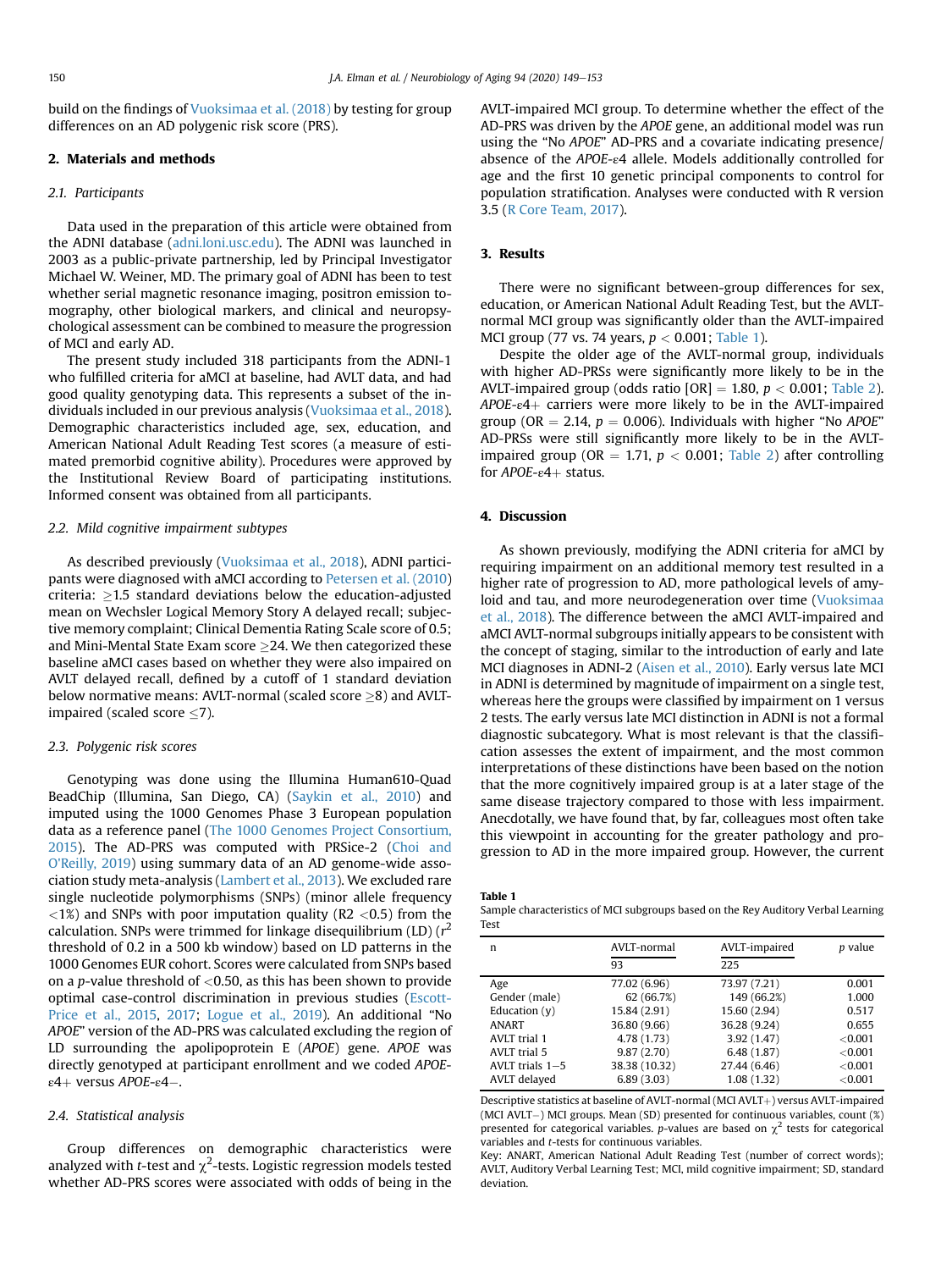build on the findings of Vuoksimaa et al. (2018) by testing for group differences on an AD polygenic risk score (PRS).

## 2. Materials and methods

### 2.1. Participants

Data used in the preparation of this article were obtained from the ADNI database (adni.loni.usc.edu). The ADNI was launched in 2003 as a public-private partnership, led by Principal Investigator Michael W. Weiner, MD. The primary goal of ADNI has been to test whether serial magnetic resonance imaging, positron emission tomography, other biological markers, and clinical and neuropsychological assessment can be combined to measure the progression of MCI and early AD.

The present study included 318 participants from the ADNI-1 who fulfilled criteria for aMCI at baseline, had AVLT data, and had good quality genotyping data. This represents a subset of the individuals included in our previous analysis (Vuoksimaa et al., 2018). Demographic characteristics included age, sex, education, and American National Adult Reading Test scores (a measure of estimated premorbid cognitive ability). Procedures were approved by the Institutional Review Board of participating institutions. Informed consent was obtained from all participants.

### 2.2. Mild cognitive impairment subtypes

As described previously (Vuoksimaa et al., 2018), ADNI participants were diagnosed with aMCI according to Petersen et al. (2010) criteria: ≥1.5 standard deviations below the education-adjusted mean on Wechsler Logical Memory Story A delayed recall; subjective memory complaint; Clinical Dementia Rating Scale score of 0.5; and Mini-Mental State Exam score ≥24. We then categorized these baseline aMCI cases based on whether they were also impaired on AVLT delayed recall, defined by a cutoff of 1 standard deviation below normative means: AVLT-normal (scaled score ≥8) and AVLT-impaired (scaled score ≤7).

### 2.3. Polygenic risk scores

Genotyping was done using the Illumina Human610-Quad BeadChip (Illumina, San Diego, CA) (Saykin et al., 2010) and imputed using the 1000 Genomes Phase 3 European population data as a reference panel (The 1000 Genomes Project Consortium, 2015). The AD-PRS was computed with PRSice-2 (Choi and O'Reilly, 2019) using summary data of an AD genome-wide association study meta-analysis (Lambert et al., 2013). We excluded rare single nucleotide polymorphisms (SNPs) (minor allele frequency <1%) and SNPs with poor imputation quality (R2 <0.5) from the calculation. SNPs were trimmed for linkage disequilibrium (LD) ($r^2$ threshold of 0.2 in a 500 kb window) based on LD patterns in the 1000 Genomes EUR cohort. Scores were calculated from SNPs based on a *p*-value threshold of <0.50, as this has been shown to provide optimal case-control discrimination in previous studies (Escott-Price et al., 2015, 2017; Logue et al., 2019). An additional "No *APOE*" version of the AD-PRS was calculated excluding the region of LD surrounding the apolipoprotein E (*APOE*) gene. *APOE* was directly genotyped at participant enrollment and we coded *APOE*-ε4+ versus *APOE*-ε4−.

### 2.4. Statistical analysis

Group differences on demographic characteristics were analyzed with *t*-test and $\chi^2$-tests. Logistic regression models tested whether AD-PRS scores were associated with odds of being in the AVLT-impaired MCI group. To determine whether the effect of the AD-PRS was driven by the *APOE* gene, an additional model was run using the "No *APOE*" AD-PRS and a covariate indicating presence/absence of the *APOE*-ε4 allele. Models additionally controlled for age and the first 10 genetic principal components to control for population stratification. Analyses were conducted with R version 3.5 (R Core Team, 2017).

## 3. Results

There were no significant between-group differences for sex, education, or American National Adult Reading Test, but the AVLT-normal MCI group was significantly older than the AVLT-impaired MCI group (77 vs. 74 years, $p < 0.001$; Table 1).

Despite the older age of the AVLT-normal group, individuals with higher AD-PRSs were significantly more likely to be in the AVLT-impaired group (odds ratio [OR] = 1.80, $p < 0.001$; Table 2). *APOE*-ε4+ carriers were more likely to be in the AVLT-impaired group (OR = 2.14, $p = 0.006$). Individuals with higher "No *APOE*" AD-PRSs were still significantly more likely to be in the AVLT-impaired group (OR = 1.71, $p < 0.001$; Table 2) after controlling for *APOE*-ε4+ status.

## 4. Discussion

As shown previously, modifying the ADNI criteria for aMCI by requiring impairment on an additional memory test resulted in a higher rate of progression to AD, more pathological levels of amyloid and tau, and more neurodegeneration over time (Vuoksimaa et al., 2018). The difference between the aMCI AVLT-impaired and aMCI AVLT-normal subgroups initially appears to be consistent with the concept of staging, similar to the introduction of early and late MCI diagnoses in ADNI-2 (Aisen et al., 2010). Early versus late MCI in ADNI is determined by magnitude of impairment on a single test, whereas here the groups were classified by impairment on 1 versus 2 tests. The early versus late MCI distinction in ADNI is not a formal diagnostic subcategory. What is most relevant is that the classification assesses the extent of impairment, and the most common interpretations of these distinctions have been based on the notion that the more cognitively impaired group is at a later stage of the same disease trajectory compared to those with less impairment. Anecdotally, we have found that, by far, colleagues most often take this viewpoint in accounting for the greater pathology and progression to AD in the more impaired group. However, the current

**Table 1**
Sample characteristics of MCI subgroups based on the Rey Auditory Verbal Learning Test

| n | AVLT-normal | AVLT-impaired | *p* value |
|---|---|---|---|
| | 93 | 225 | |
| Age | 77.02 (6.96) | 73.97 (7.21) | 0.001 |
| Gender (male) | 62 (66.7%) | 149 (66.2%) | 1.000 |
| Education (y) | 15.84 (2.91) | 15.60 (2.94) | 0.517 |
| ANART | 36.80 (9.66) | 36.28 (9.24) | 0.655 |
| AVLT trial 1 | 4.78 (1.73) | 3.92 (1.47) | <0.001 |
| AVLT trial 5 | 9.87 (2.70) | 6.48 (1.87) | <0.001 |
| AVLT trials 1–5 | 38.38 (10.32) | 27.44 (6.46) | <0.001 |
| AVLT delayed | 6.89 (3.03) | 1.08 (1.32) | <0.001 |

Descriptive statistics at baseline of AVLT-normal (MCI AVLT+) versus AVLT-impaired (MCI AVLT−) MCI groups. Mean (SD) presented for continuous variables, count (%) presented for categorical variables. *p*-values are based on $\chi^2$ tests for categorical variables and *t*-tests for continuous variables.
Key: ANART, American National Adult Reading Test (number of correct words); AVLT, Auditory Verbal Learning Test; MCI, mild cognitive impairment; SD, standard deviation.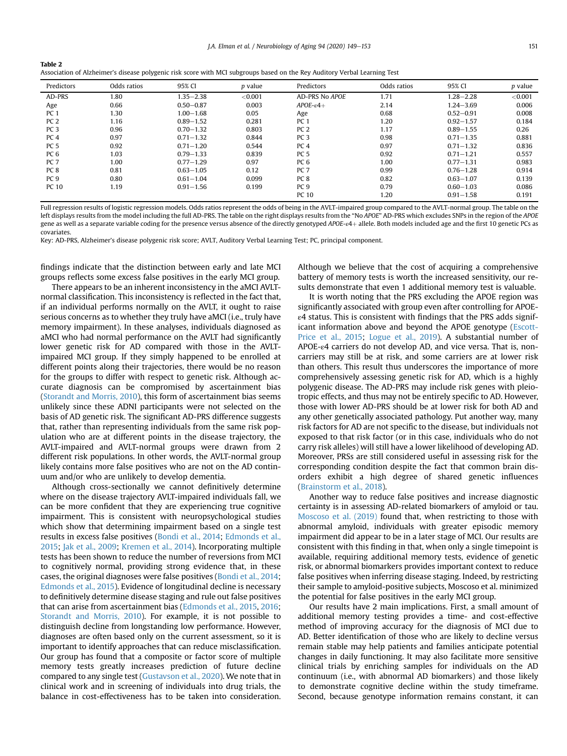**Table 2**
Association of Alzheimer's disease polygenic risk score with MCI subgroups based on the Rey Auditory Verbal Learning Test

| Predictors | Odds ratios | 95% CI | p value | Predictors | Odds ratios | 95% CI | p value |
|---|---|---|---|---|---|---|---|
| AD-PRS | 1.80 | 1.35–2.38 | <0.001 | AD-PRS No *APOE* | 1.71 | 1.28–2.28 | <0.001 |
| Age | 0.66 | 0.50–0.87 | 0.003 | *APOE*-ε4+ | 2.14 | 1.24–3.69 | 0.006 |
| PC 1 | 1.30 | 1.00–1.68 | 0.05 | Age | 0.68 | 0.52–0.91 | 0.008 |
| PC 2 | 1.16 | 0.89–1.52 | 0.281 | PC 1 | 1.20 | 0.92–1.57 | 0.184 |
| PC 3 | 0.96 | 0.70–1.32 | 0.803 | PC 2 | 1.17 | 0.89–1.55 | 0.26 |
| PC 4 | 0.97 | 0.71–1.32 | 0.844 | PC 3 | 0.98 | 0.71–1.35 | 0.881 |
| PC 5 | 0.92 | 0.71–1.20 | 0.544 | PC 4 | 0.97 | 0.71–1.32 | 0.836 |
| PC 6 | 1.03 | 0.79–1.33 | 0.839 | PC 5 | 0.92 | 0.71–1.21 | 0.557 |
| PC 7 | 1.00 | 0.77–1.29 | 0.97 | PC 6 | 1.00 | 0.77–1.31 | 0.983 |
| PC 8 | 0.81 | 0.63–1.05 | 0.12 | PC 7 | 0.99 | 0.76–1.28 | 0.914 |
| PC 9 | 0.80 | 0.61–1.04 | 0.099 | PC 8 | 0.82 | 0.63–1.07 | 0.139 |
| PC 10 | 1.19 | 0.91–1.56 | 0.199 | PC 9 | 0.79 | 0.60–1.03 | 0.086 |
| | | | | PC 10 | 1.20 | 0.91–1.58 | 0.191 |

Full regression results of logistic regression models. Odds ratios represent the odds of being in the AVLT-impaired group compared to the AVLT-normal group. The table on the left displays results from the model including the full AD-PRS. The table on the right displays results from the "No *APOE*" AD-PRS which excludes SNPs in the region of the *APOE* gene as well as a separate variable coding for the presence versus absence of the directly genotyped *APOE*-ε4+ allele. Both models included age and the first 10 genetic PCs as covariates.

Key: AD-PRS, Alzheimer's disease polygenic risk score; AVLT, Auditory Verbal Learning Test; PC, principal component.

findings indicate that the distinction between early and late MCI groups reflects some excess false positives in the early MCI group.

There appears to be an inherent inconsistency in the aMCI AVLT-normal classification. This inconsistency is reflected in the fact that, if an individual performs normally on the AVLT, it ought to raise serious concerns as to whether they truly have aMCI (i.e., truly have memory impairment). In these analyses, individuals diagnosed as aMCI who had normal performance on the AVLT had significantly lower genetic risk for AD compared with those in the AVLT-impaired MCI group. If they simply happened to be enrolled at different points along their trajectories, there would be no reason for the groups to differ with respect to genetic risk. Although accurate diagnosis can be compromised by ascertainment bias (Storandt and Morris, 2010), this form of ascertainment bias seems unlikely since these ADNI participants were not selected on the basis of AD genetic risk. The significant AD-PRS difference suggests that, rather than representing individuals from the same risk population who are at different points in the disease trajectory, the AVLT-impaired and AVLT-normal groups were drawn from 2 different risk populations. In other words, the AVLT-normal group likely contains more false positives who are not on the AD continuum and/or who are unlikely to develop dementia.

Although cross-sectionally we cannot definitively determine where on the disease trajectory AVLT-impaired individuals fall, we can be more confident that they are experiencing true cognitive impairment. This is consistent with neuropsychological studies which show that determining impairment based on a single test results in excess false positives (Bondi et al., 2014; Edmonds et al., 2015; Jak et al., 2009; Kremen et al., 2014). Incorporating multiple tests has been shown to reduce the number of reversions from MCI to cognitively normal, providing strong evidence that, in these cases, the original diagnoses were false positives (Bondi et al., 2014; Edmonds et al., 2015). Evidence of longitudinal decline is necessary to definitively determine disease staging and rule out false positives that can arise from ascertainment bias (Edmonds et al., 2015, 2016; Storandt and Morris, 2010). For example, it is not possible to distinguish decline from longstanding low performance. However, diagnoses are often based only on the current assessment, so it is important to identify approaches that can reduce misclassification. Our group has found that a composite or factor score of multiple memory tests greatly increases prediction of future decline compared to any single test (Gustavson et al., 2020). We note that in clinical work and in screening of individuals into drug trials, the balance in cost-effectiveness has to be taken into consideration. Although we believe that the cost of acquiring a comprehensive battery of memory tests is worth the increased sensitivity, our results demonstrate that even 1 additional memory test is valuable.

It is worth noting that the PRS excluding the APOE region was significantly associated with group even after controlling for APOE-ε4 status. This is consistent with findings that the PRS adds significant information above and beyond the APOE genotype (Escott-Price et al., 2015; Logue et al., 2019). A substantial number of APOE-ε4 carriers do not develop AD, and vice versa. That is, non-carriers may still be at risk, and some carriers are at lower risk than others. This result thus underscores the importance of more comprehensively assessing genetic risk for AD, which is a highly polygenic disease. The AD-PRS may include risk genes with pleiotropic effects, and thus may not be entirely specific to AD. However, those with lower AD-PRS should be at lower risk for both AD and any other genetically associated pathology. Put another way, many risk factors for AD are not specific to the disease, but individuals not exposed to that risk factor (or in this case, individuals who do not carry risk alleles) will still have a lower likelihood of developing AD. Moreover, PRSs are still considered useful in assessing risk for the corresponding condition despite the fact that common brain disorders exhibit a high degree of shared genetic influences (Brainstorm et al., 2018).

Another way to reduce false positives and increase diagnostic certainty is in assessing AD-related biomarkers of amyloid or tau. Moscoso et al. (2019) found that, when restricting to those with abnormal amyloid, individuals with greater episodic memory impairment did appear to be in a later stage of MCI. Our results are consistent with this finding in that, when only a single timepoint is available, requiring additional memory tests, evidence of genetic risk, or abnormal biomarkers provides important context to reduce false positives when inferring disease staging. Indeed, by restricting their sample to amyloid-positive subjects, Moscoso et al. minimized the potential for false positives in the early MCI group.

Our results have 2 main implications. First, a small amount of additional memory testing provides a time- and cost-effective method of improving accuracy for the diagnosis of MCI due to AD. Better identification of those who are likely to decline versus remain stable may help patients and families anticipate potential changes in daily functioning. It may also facilitate more sensitive clinical trials by enriching samples for individuals on the AD continuum (i.e., with abnormal AD biomarkers) and those likely to demonstrate cognitive decline within the study timeframe. Second, because genotype information remains constant, it can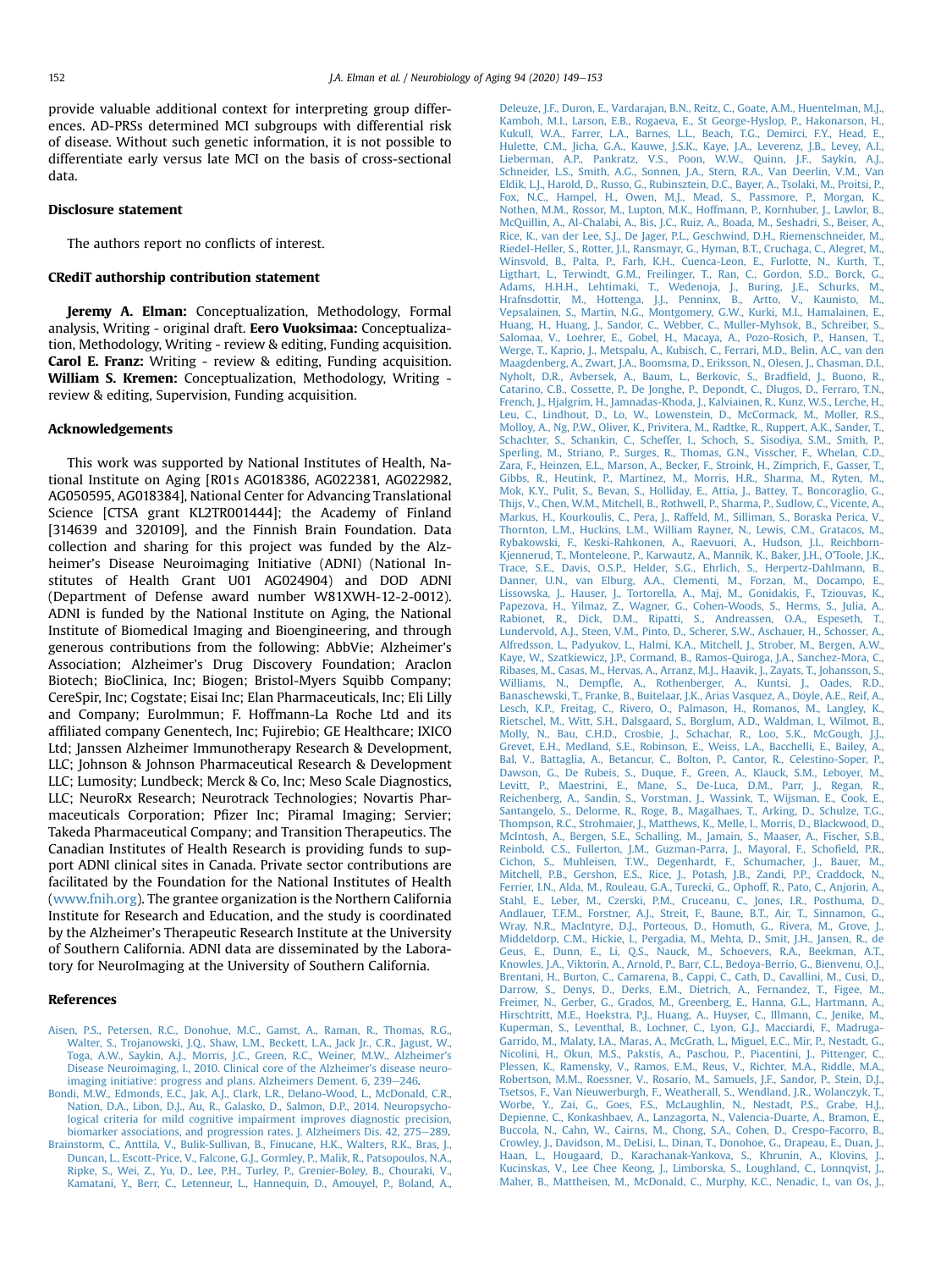provide valuable additional context for interpreting group differences. AD-PRSs determined MCI subgroups with differential risk of disease. Without such genetic information, it is not possible to differentiate early versus late MCI on the basis of cross-sectional data.

## Disclosure statement

The authors report no conflicts of interest.

## CRediT authorship contribution statement

**Jeremy A. Elman:** Conceptualization, Methodology, Formal analysis, Writing - original draft. **Eero Vuoksimaa:** Conceptualization, Methodology, Writing - review & editing, Funding acquisition. **Carol E. Franz:** Writing - review & editing, Funding acquisition. **William S. Kremen:** Conceptualization, Methodology, Writing - review & editing, Supervision, Funding acquisition.

## Acknowledgements

This work was supported by National Institutes of Health, National Institute on Aging [R01s AG018386, AG022381, AG022982, AG050595, AG018384], National Center for Advancing Translational Science [CTSA grant KL2TR001444]; the Academy of Finland [314639 and 320109], and the Finnish Brain Foundation. Data collection and sharing for this project was funded by the Alzheimer's Disease Neuroimaging Initiative (ADNI) (National Institutes of Health Grant U01 AG024904) and DOD ADNI (Department of Defense award number W81XWH-12-2-0012). ADNI is funded by the National Institute on Aging, the National Institute of Biomedical Imaging and Bioengineering, and through generous contributions from the following: AbbVie; Alzheimer's Association; Alzheimer's Drug Discovery Foundation; Araclon Biotech; BioClinica, Inc; Biogen; Bristol-Myers Squibb Company; CereSpir, Inc; Cogstate; Eisai Inc; Elan Pharmaceuticals, Inc; Eli Lilly and Company; EuroImmun; F. Hoffmann-La Roche Ltd and its affiliated company Genentech, Inc; Fujirebio; GE Healthcare; IXICO Ltd; Janssen Alzheimer Immunotherapy Research & Development, LLC; Johnson & Johnson Pharmaceutical Research & Development LLC; Lumosity; Lundbeck; Merck & Co, Inc; Meso Scale Diagnostics, LLC; NeuroRx Research; Neurotrack Technologies; Novartis Pharmaceuticals Corporation; Pfizer Inc; Piramal Imaging; Servier; Takeda Pharmaceutical Company; and Transition Therapeutics. The Canadian Institutes of Health Research is providing funds to support ADNI clinical sites in Canada. Private sector contributions are facilitated by the Foundation for the National Institutes of Health (www.fnih.org). The grantee organization is the Northern California Institute for Research and Education, and the study is coordinated by the Alzheimer's Therapeutic Research Institute at the University of Southern California. ADNI data are disseminated by the Laboratory for NeuroImaging at the University of Southern California.

## References

Aisen, P.S., Petersen, R.C., Donohue, M.C., Gamst, A., Raman, R., Thomas, R.G., Walter, S., Trojanowski, J.Q., Shaw, L.M., Beckett, L.A., Jack Jr., C.R., Jagust, W., Toga, A.W., Saykin, A.J., Morris, J.C., Green, R.C., Weiner, M.W., Alzheimer's Disease Neuroimaging, I., 2010. Clinical core of the Alzheimer's disease neuroimaging initiative: progress and plans. Alzheimers Dement. 6, 239–246.

Bondi, M.W., Edmonds, E.C., Jak, A.J., Clark, L.R., Delano-Wood, L., McDonald, C.R., Nation, D.A., Libon, D.J., Au, R., Galasko, D., Salmon, D.P., 2014. Neuropsychological criteria for mild cognitive impairment improves diagnostic precision, biomarker associations, and progression rates. J. Alzheimers Dis. 42, 275–289.

Brainstorm, C., Anttila, V., Bulik-Sullivan, B., Finucane, H.K., Walters, R.K., Bras, J., Duncan, L., Escott-Price, V., Falcone, G.J., Gormley, P., Malik, R., Patsopoulos, N.A., Ripke, S., Wei, Z., Yu, D., Lee, P.H., Turley, P., Grenier-Boley, B., Chouraki, V., Kamatani, Y., Berr, C., Letenneur, L., Hannequin, D., Amouyel, P., Boland, A., Deleuze, J.F., Duron, E., Vardarajan, B.N., Reitz, C., Goate, A.M., Huentelman, M.J., Kamboh, M.I., Larson, E.B., Rogaeva, E., St George-Hyslop, P., Hakonarson, H., Kukull, W.A., Farrer, L.A., Barnes, L.L., Beach, T.G., Demirci, F.Y., Head, E., Hulette, C.M., Jicha, G.A., Kauwe, J.S.K., Kaye, J.A., Leverenz, J.B., Levey, A.I., Lieberman, A.P., Pankratz, V.S., Poon, W.W., Quinn, J.F., Saykin, A.J., Schneider, L.S., Smith, A.G., Sonnen, J.A., Stern, R.A., Van Deerlin, V.M., Van Eldik, L.J., Harold, D., Russo, G., Rubinsztein, D.C., Bayer, A., Tsolaki, M., Proitsi, P., Fox, N.C., Hampel, H., Owen, M.J., Mead, S., Passmore, P., Morgan, K., Nothen, M.M., Rossor, M., Lupton, M.K., Hoffmann, P., Kornhuber, J., Lawlor, B., McQuillin, A., Al-Chalabi, A., Bis, J.C., Ruiz, A., Boada, M., Seshadri, S., Beiser, A., Rice, K., van der Lee, S.J., De Jager, P.L., Geschwind, D.H., Riemenschneider, M., Riedel-Heller, S., Rotter, J.I., Ransmayr, G., Hyman, B.T., Cruchaga, C., Alegret, M., Winsvold, B., Palta, P., Farh, K.H., Cuenca-Leon, E., Furlotte, N., Kurth, T., Ligthart, L., Terwindt, G.M., Freilinger, T., Ran, C., Gordon, S.D., Borck, G., Adams, H.H.H., Lehtimaki, T., Wedenoja, J., Buring, J.E., Schurks, M., Hrafnsdottir, M., Hottenga, J.J., Penninx, B., Artto, V., Kaunisto, M., Vepsalainen, S., Martin, N.G., Montgomery, G.W., Kurki, M.I., Hamalainen, E., Huang, H., Huang, J., Sandor, C., Webber, C., Muller-Myhsok, B., Schreiber, S., Salomaa, V., Loehrer, E., Gobel, H., Macaya, A., Pozo-Rosich, P., Hansen, T., Werge, T., Kaprio, J., Metspalu, A., Kubisch, C., Ferrari, M.D., Belin, A.C., van den Maagdenberg, A., Zwart, J.A., Boomsma, D., Eriksson, N., Olesen, J., Chasman, D.I., Nyholt, D.R., Avbersek, A., Baum, L., Berkovic, S., Bradfield, J., Buono, R., Catarino, C.B., Cossette, P., De Jonghe, P., Depondt, C., Dlugos, D., Ferraro, T.N., French, J., Hjalgrim, H., Jamnadas-Khoda, J., Kalviainen, R., Kunz, W.S., Lerche, H., Leu, C., Lindhout, D., Lo, W., Lowenstein, D., McCormack, M., Moller, R.S., Molloy, A., Ng, P.W., Oliver, K., Privitera, M., Radtke, R., Ruppert, A.K., Sander, T., Schachter, S., Schankin, C., Scheffer, I., Schoch, S., Sisodiya, S.M., Smith, P., Sperling, M., Striano, P., Surges, R., Thomas, G.N., Visscher, F., Whelan, C.D., Zara, F., Heinzen, E.L., Marson, A., Becker, F., Stroink, H., Zimprich, F., Gasser, T., Gibbs, R., Heutink, P., Martinez, M., Morris, H.R., Sharma, M., Ryten, M., Mok, K.Y., Pulit, S., Bevan, S., Holliday, E., Attia, J., Battey, T., Boncoraglio, G., Thijs, V., Chen, W.M., Mitchell, B., Rothwell, P., Sharma, P., Sudlow, C., Vicente, A., Markus, H., Kourkoulis, C., Pera, J., Raffeld, M., Silliman, S., Boraska Perica, V., Thornton, L.M., Huckins, L.M., William Rayner, N., Lewis, C.M., Gratacos, M., Rybakowski, F., Keski-Rahkonen, A., Raevuori, A., Hudson, J.I., Reichborn-Kjennerud, T., Monteleone, P., Karwautz, A., Mannik, K., Baker, J.H., O'Toole, J.K., Trace, S.E., Davis, O.S.P., Helder, S.G., Ehrlich, S., Herpertz-Dahlmann, B., Danner, U.N., van Elburg, A.A., Clementi, M., Forzan, M., Docampo, E., Lissowska, J., Hauser, J., Tortorella, A., Maj, M., Gonidakis, F., Tziouvas, K., Papezova, H., Yilmaz, Z., Wagner, G., Cohen-Woods, S., Herms, S., Julia, A., Rabionet, R., Dick, D.M., Ripatti, S., Andreassen, O.A., Espeseth, T., Lundervold, A.J., Steen, V.M., Pinto, D., Scherer, S.W., Aschauer, H., Schosser, A., Alfredsson, L., Padyukov, L., Halmi, K.A., Mitchell, J., Strober, M., Bergen, A.W., Kaye, W., Szatkiewicz, J.P., Cormand, B., Ramos-Quiroga, J.A., Sanchez-Mora, C., Ribases, M., Casas, M., Hervas, A., Arranz, M.J., Haavik, J., Zayats, T., Johansson, S., Williams, N., Dempfle, A., Rothenberger, A., Kuntsi, J., Oades, R.D., Banaschewski, T., Franke, B., Buitelaar, J.K., Arias Vasquez, A., Doyle, A.E., Reif, A., Lesch, K.P., Freitag, C., Rivero, O., Palmason, H., Romanos, M., Langley, K., Rietschel, M., Witt, S.H., Dalsgaard, S., Borglum, A.D., Waldman, I., Wilmot, B., Molly, N., Bau, C.H.D., Crosbie, J., Schachar, R., Loo, S.K., McGough, J.J., Grevet, E.H., Medland, S.E., Robinson, E., Weiss, L.A., Bacchelli, E., Bailey, A., Bal, V., Battaglia, A., Betancur, C., Bolton, P., Cantor, R., Celestino-Soper, P., Dawson, G., De Rubeis, S., Duque, F., Green, A., Klauck, S.M., Leboyer, M., Levitt, P., Maestrini, E., Mane, S., De-Luca, D.M., Parr, J., Regan, R., Reichenberg, A., Sandin, S., Vorstman, J., Wassink, T., Wijsman, E., Cook, E., Santangelo, S., Delorme, R., Roge, B., Magalhaes, T., Arking, D., Schulze, T.G., Thompson, R.C., Strohmaier, J., Matthews, K., Melle, I., Morris, D., Blackwood, D., McIntosh, A., Bergen, S.E., Schalling, M., Jamain, S., Maaser, A., Fischer, S.B., Reinbold, C.S., Fullerton, J.M., Guzman-Parra, J., Mayoral, F., Schofield, P.R., Cichon, S., Muhleisen, T.W., Degenhardt, F., Schumacher, J., Bauer, M., Mitchell, P.B., Gershon, E.S., Rice, J., Potash, J.B., Zandi, P.P., Craddock, N., Ferrier, I.N., Alda, M., Rouleau, G.A., Turecki, G., Ophoff, R., Pato, C., Anjorin, A., Stahl, E., Leber, M., Czerski, P.M., Cruceanu, C., Jones, I.R., Posthuma, D., Andlauer, T.F.M., Forstner, A.J., Streit, F., Baune, B.T., Air, T., Sinnamon, G., Wray, N.R., MacIntyre, D.J., Porteous, D., Homuth, G., Rivera, M., Grove, J., Middeldorp, C.M., Hickie, I., Pergadia, M., Mehta, D., Smit, J.H., Jansen, R., de Geus, E., Dunn, E., Li, Q.S., Nauck, M., Schoevers, R.A., Beekman, A.T., Knowles, J.A., Viktorin, A., Arnold, P., Barr, C.L., Bedoya-Berrio, G., Bienvenu, O.J., Brentani, H., Burton, C., Camarena, B., Cappi, C., Cath, D., Cavallini, M., Cusi, D., Darrow, S., Denys, D., Derks, E.M., Dietrich, A., Fernandez, T., Figee, M., Freimer, N., Gerber, G., Grados, M., Greenberg, E., Hanna, G.L., Hartmann, A., Hirschtritt, M.E., Hoekstra, P.J., Huang, A., Huyser, C., Illmann, C., Jenike, M., Kuperman, S., Leventhal, B., Lochner, C., Lyon, G.J., Macciardi, F., Madruga-Garrido, M., Malaty, I.A., Maras, A., McGrath, L., Miguel, E.C., Mir, P., Nestadt, G., Nicolini, H., Okun, M.S., Pakstis, A., Paschou, P., Piacentini, J., Pittenger, C., Plessen, K., Ramensky, V., Ramos, E.M., Reus, V., Richter, M.A., Riddle, M.A., Robertson, M.M., Roessner, V., Rosario, M., Samuels, J.F., Sandor, P., Stein, D.J., Tsetsos, F., Van Nieuwerburgh, F., Weatherall, S., Wendland, J.R., Wolanczyk, T., Worbe, Y., Zai, G., Goes, F.S., McLaughlin, N., Nestadt, P.S., Grabe, H.J., Depienne, C., Konkashbaev, A., Lanzagorta, N., Valencia-Duarte, A., Bramon, E., Buccola, N., Cahn, W., Cairns, M., Chong, S.A., Cohen, D., Crespo-Facorro, B., Crowley, J., Davidson, M., DeLisi, L., Dinan, T., Donohoe, G., Drapeau, E., Duan, J., Haan, L., Hougaard, D., Karachanak-Yankova, S., Khrunin, A., Klovins, J., Kucinskas, V., Lee Chee Keong, J., Limborska, S., Loughland, C., Lonnqvist, J., Maher, B., Mattheisen, M., McDonald, C., Murphy, K.C., Nenadic, I., van Os, J.,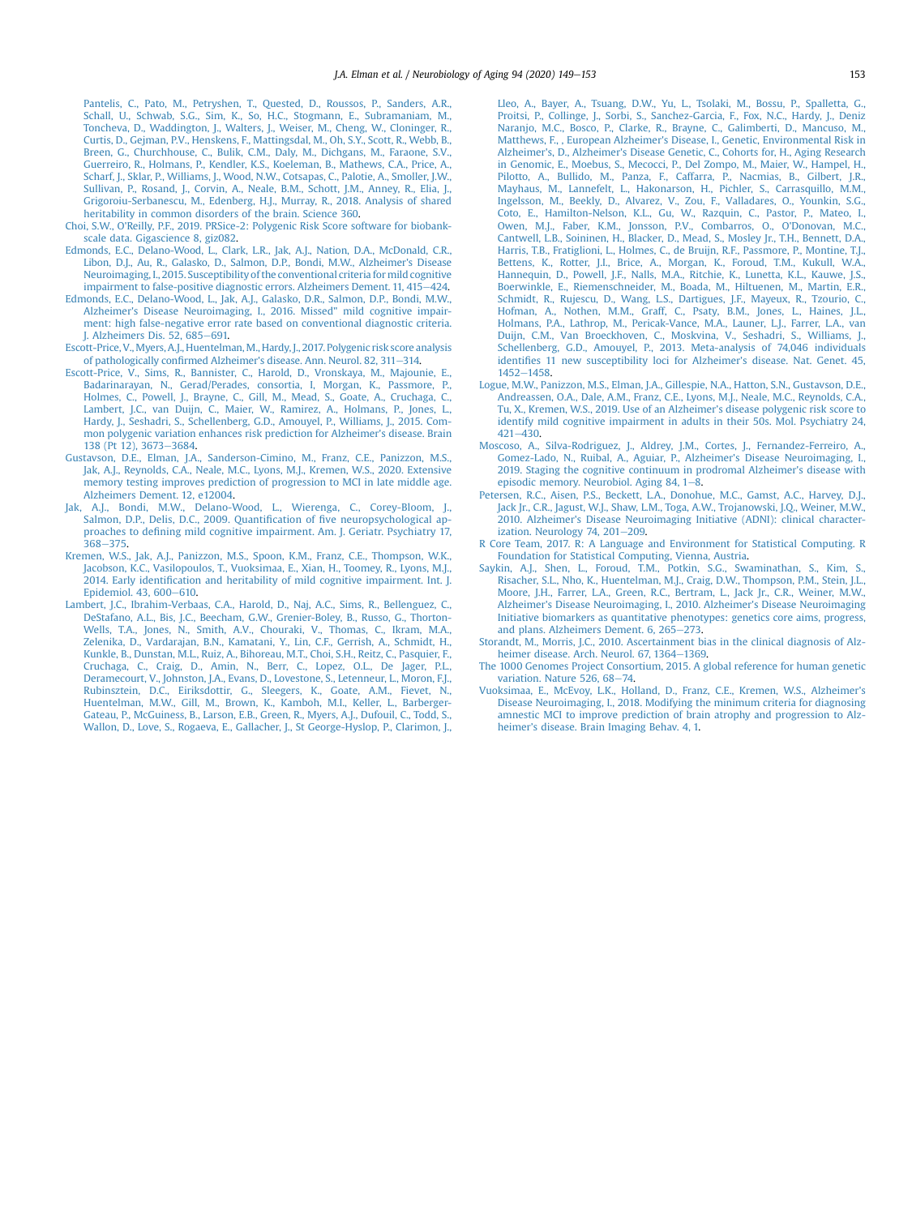Pantelis, C., Pato, M., Petryshen, T., Quested, D., Roussos, P., Sanders, A.R., Schall, U., Schwab, S.G., Sim, K., So, H.C., Stogmann, E., Subramaniam, M., Toncheva, D., Waddington, J., Walters, J., Weiser, M., Cheng, W., Cloninger, R., Curtis, D., Gejman, P.V., Henskens, F., Mattingsdal, M., Oh, S.Y., Scott, R., Webb, B., Breen, G., Churchhouse, C., Bulik, C.M., Daly, M., Dichgans, M., Faraone, S.V., Guerreiro, R., Holmans, P., Kendler, K.S., Koeleman, B., Mathews, C.A., Price, A., Scharf, J., Sklar, P., Williams, J., Wood, N.W., Cotsapas, C., Palotie, A., Smoller, J.W., Sullivan, P., Rosand, J., Corvin, A., Neale, B.M., Schott, J.M., Anney, R., Elia, J., Grigoroiu-Serbanescu, M., Edenberg, H.J., Murray, R., 2018. Analysis of shared heritability in common disorders of the brain. Science 360.

Choi, S.W., O'Reilly, P.F., 2019. PRSice-2: Polygenic Risk Score software for biobank-scale data. Gigascience 8, giz082.

Edmonds, E.C., Delano-Wood, L., Clark, L.R., Jak, A.J., Nation, D.A., McDonald, C.R., Libon, D.J., Au, R., Galasko, D., Salmon, D.P., Bondi, M.W., Alzheimer's Disease Neuroimaging, I., 2015. Susceptibility of the conventional criteria for mild cognitive impairment to false-positive diagnostic errors. Alzheimers Dement. 11, 415–424.

Edmonds, E.C., Delano-Wood, L., Jak, A.J., Galasko, D.R., Salmon, D.P., Bondi, M.W., Alzheimer's Disease Neuroimaging, I., 2016. Missed" mild cognitive impairment: high false-negative error rate based on conventional diagnostic criteria. J. Alzheimers Dis. 52, 685–691.

Escott-Price, V., Myers, A.J., Huentelman, M., Hardy, J., 2017. Polygenic risk score analysis of pathologically confirmed Alzheimer's disease. Ann. Neurol. 82, 311–314.

Escott-Price, V., Sims, R., Bannister, C., Harold, D., Vronskaya, M., Majounie, E., Badarinarayan, N., Gerad/Perades, consortia, I, Morgan, K., Passmore, P., Holmes, C., Powell, J., Brayne, C., Gill, M., Mead, S., Goate, A., Cruchaga, C., Lambert, J.C., van Duijn, C., Maier, W., Ramirez, A., Holmans, P., Jones, L., Hardy, J., Seshadri, S., Schellenberg, G.D., Amouyel, P., Williams, J., 2015. Common polygenic variation enhances risk prediction for Alzheimer's disease. Brain 138 (Pt 12), 3673–3684.

Gustavson, D.E., Elman, J.A., Sanderson-Cimino, M., Franz, C.E., Panizzon, M.S., Jak, A.J., Reynolds, C.A., Neale, M.C., Lyons, M.J., Kremen, W.S., 2020. Extensive memory testing improves prediction of progression to MCI in late middle age. Alzheimers Dement. 12, e12004.

Jak, A.J., Bondi, M.W., Delano-Wood, L., Wierenga, C., Corey-Bloom, J., Salmon, D.P., Delis, D.C., 2009. Quantification of five neuropsychological approaches to defining mild cognitive impairment. Am. J. Geriatr. Psychiatry 17, 368–375.

Kremen, W.S., Jak, A.J., Panizzon, M.S., Spoon, K.M., Franz, C.E., Thompson, W.K., Jacobson, K.C., Vasilopoulos, T., Vuoksimaa, E., Xian, H., Toomey, R., Lyons, M.J., 2014. Early identification and heritability of mild cognitive impairment. Int. J. Epidemiol. 43, 600–610.

Lambert, J.C., Ibrahim-Verbaas, C.A., Harold, D., Naj, A.C., Sims, R., Bellenguez, C., DeStafano, A.L., Bis, J.C., Beecham, G.W., Grenier-Boley, B., Russo, G., Thorton-Wells, T.A., Jones, N., Smith, A.V., Chouraki, V., Thomas, C., Ikram, M.A., Zelenika, D., Vardarajan, B.N., Kamatani, Y., Lin, C.F., Gerrish, A., Schmidt, H., Kunkle, B., Dunstan, M.L., Ruiz, A., Bihoreau, M.T., Choi, S.H., Reitz, C., Pasquier, F., Cruchaga, C., Craig, D., Amin, N., Berr, C., Lopez, O.L., De Jager, P.L., Deramecourt, V., Johnston, J.A., Evans, D., Lovestone, S., Letenneur, L., Moron, F.J., Rubinsztein, D.C., Eiriksdottir, G., Sleegers, K., Goate, A.M., Fievet, N., Huentelman, M.W., Gill, M., Brown, K., Kamboh, M.I., Keller, L., Barberger-Gateau, P., McGuiness, B., Larson, E.B., Green, R., Myers, A.J., Dufouil, C., Todd, S., Wallon, D., Love, S., Rogaeva, E., Gallacher, J., St George-Hyslop, P., Clarimon, J., Lleo, A., Bayer, A., Tsuang, D.W., Yu, L., Tsolaki, M., Bossu, P., Spalletta, G., Proitsi, P., Collinge, J., Sorbi, S., Sanchez-Garcia, F., Fox, N.C., Hardy, J., Deniz Naranjo, M.C., Bosco, P., Clarke, R., Brayne, C., Galimberti, D., Mancuso, M., Matthews, F., , European Alzheimer's Disease, I., Genetic, Environmental Risk in Alzheimer's, D., Alzheimer's Disease Genetic, C., Cohorts for, H., Aging Research in Genomic, E., Moebus, S., Mecocci, P., Del Zompo, M., Maier, W., Hampel, H., Pilotto, A., Bullido, M., Panza, F., Caffarra, P., Nacmias, B., Gilbert, J.R., Mayhaus, M., Lannefelt, L., Hakonarson, H., Pichler, S., Carrasquillo, M.M., Ingelsson, M., Beekly, D., Alvarez, V., Zou, F., Valladares, O., Younkin, S.G., Coto, E., Hamilton-Nelson, K.L., Gu, W., Razquin, C., Pastor, P., Mateo, I., Owen, M.J., Faber, K.M., Jonsson, P.V., Combarros, O., O'Donovan, M.C., Cantwell, L.B., Soininen, H., Blacker, D., Mead, S., Mosley Jr., T.H., Bennett, D.A., Harris, T.B., Fratiglioni, L., Holmes, C., de Bruijn, R.F., Passmore, P., Montine, T.J., Bettens, K., Rotter, J.I., Brice, A., Morgan, K., Foroud, T.M., Kukull, W.A., Hannequin, D., Powell, J.F., Nalls, M.A., Ritchie, K., Lunetta, K.L., Kauwe, J.S., Boerwinkle, E., Riemenschneider, M., Boada, M., Hiltuenen, M., Martin, E.R., Schmidt, R., Rujescu, D., Wang, L.S., Dartigues, J.F., Mayeux, R., Tzourio, C., Hofman, A., Nothen, M.M., Graff, C., Psaty, B.M., Jones, L., Haines, J.L., Holmans, P.A., Lathrop, M., Pericak-Vance, M.A., Launer, L.J., Farrer, L.A., van Duijn, C.M., Van Broeckhoven, C., Moskvina, V., Seshadri, S., Williams, J., Schellenberg, G.D., Amouyel, P., 2013. Meta-analysis of 74,046 individuals identifies 11 new susceptibility loci for Alzheimer's disease. Nat. Genet. 45, 1452–1458.

Logue, M.W., Panizzon, M.S., Elman, J.A., Gillespie, N.A., Hatton, S.N., Gustavson, D.E., Andreassen, O.A., Dale, A.M., Franz, C.E., Lyons, M.J., Neale, M.C., Reynolds, C.A., Tu, X., Kremen, W.S., 2019. Use of an Alzheimer's disease polygenic risk score to identify mild cognitive impairment in adults in their 50s. Mol. Psychiatry 24, 421–430.

Moscoso, A., Silva-Rodriguez, J., Aldrey, J.M., Cortes, J., Fernandez-Ferreiro, A., Gomez-Lado, N., Ruibal, A., Aguiar, P., Alzheimer's Disease Neuroimaging, I., 2019. Staging the cognitive continuum in prodromal Alzheimer's disease with episodic memory. Neurobiol. Aging 84, 1–8.

Petersen, R.C., Aisen, P.S., Beckett, L.A., Donohue, M.C., Gamst, A.C., Harvey, D.J., Jack Jr., C.R., Jagust, W.J., Shaw, L.M., Toga, A.W., Trojanowski, J.Q., Weiner, M.W., 2010. Alzheimer's Disease Neuroimaging Initiative (ADNI): clinical characterization. Neurology 74, 201–209.

R Core Team, 2017. R: A Language and Environment for Statistical Computing. R Foundation for Statistical Computing, Vienna, Austria.

Saykin, A.J., Shen, L., Foroud, T.M., Potkin, S.G., Swaminathan, S., Kim, S., Risacher, S.L., Nho, K., Huentelman, M.J., Craig, D.W., Thompson, P.M., Stein, J.L., Moore, J.H., Farrer, L.A., Green, R.C., Bertram, L., Jack Jr., C.R., Weiner, M.W., Alzheimer's Disease Neuroimaging, I., 2010. Alzheimer's Disease Neuroimaging Initiative biomarkers as quantitative phenotypes: genetics core aims, progress, and plans. Alzheimers Dement. 6, 265–273.

Storandt, M., Morris, J.C., 2010. Ascertainment bias in the clinical diagnosis of Alzheimer disease. Arch. Neurol. 67, 1364–1369.

The 1000 Genomes Project Consortium, 2015. A global reference for human genetic variation. Nature 526, 68–74.

Vuoksimaa, E., McEvoy, L.K., Holland, D., Franz, C.E., Kremen, W.S., Alzheimer's Disease Neuroimaging, I., 2018. Modifying the minimum criteria for diagnosing amnestic MCI to improve prediction of brain atrophy and progression to Alzheimer's disease. Brain Imaging Behav. 4, 1.